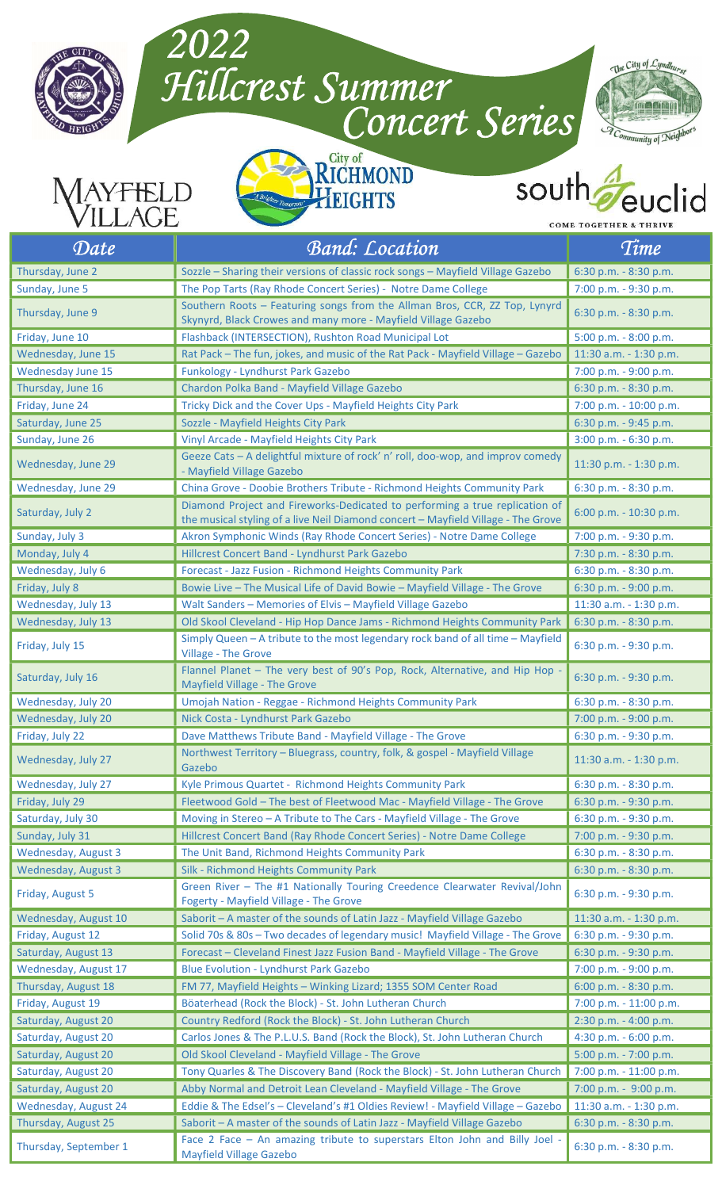# 2022 Hillcrest Summer Concert Series

Mayfield Village | City of Richmond Heights | South Euclid — Come Together & Thrive | The City of Lyndhurst — A Community of Neighbors

| Date | Band: Location | Time |
|---|---|---|
| Thursday, June 2 | Sozzle – Sharing their versions of classic rock songs – Mayfield Village Gazebo | 6:30 p.m. - 8:30 p.m. |
| Sunday, June 5 | The Pop Tarts (Ray Rhode Concert Series) - Notre Dame College | 7:00 p.m. - 9:30 p.m. |
| Thursday, June 9 | Southern Roots – Featuring songs from the Allman Bros, CCR, ZZ Top, Lynyrd Skynyrd, Black Crowes and many more - Mayfield Village Gazebo | 6:30 p.m. - 8:30 p.m. |
| Friday, June 10 | Flashback (INTERSECTION), Rushton Road Municipal Lot | 5:00 p.m. - 8:00 p.m. |
| Wednesday, June 15 | Rat Pack – The fun, jokes, and music of the Rat Pack - Mayfield Village – Gazebo | 11:30 a.m. - 1:30 p.m. |
| Wednesday June 15 | Funkology - Lyndhurst Park Gazebo | 7:00 p.m. - 9:00 p.m. |
| Thursday, June 16 | Chardon Polka Band - Mayfield Village Gazebo | 6:30 p.m. - 8:30 p.m. |
| Friday, June 24 | Tricky Dick and the Cover Ups - Mayfield Heights City Park | 7:00 p.m. - 10:00 p.m. |
| Saturday, June 25 | Sozzle - Mayfield Heights City Park | 6:30 p.m. - 9:45 p.m. |
| Sunday, June 26 | Vinyl Arcade - Mayfield Heights City Park | 3:00 p.m. - 6:30 p.m. |
| Wednesday, June 29 | Geeze Cats – A delightful mixture of rock' n' roll, doo-wop, and improv comedy - Mayfield Village Gazebo | 11:30 p.m. - 1:30 p.m. |
| Wednesday, June 29 | China Grove - Doobie Brothers Tribute - Richmond Heights Community Park | 6:30 p.m. - 8:30 p.m. |
| Saturday, July 2 | Diamond Project and Fireworks-Dedicated to performing a true replication of the musical styling of a live Neil Diamond concert – Mayfield Village - The Grove | 6:00 p.m. - 10:30 p.m. |
| Sunday, July 3 | Akron Symphonic Winds (Ray Rhode Concert Series) - Notre Dame College | 7:00 p.m. - 9:30 p.m. |
| Monday, July 4 | Hillcrest Concert Band - Lyndhurst Park Gazebo | 7:30 p.m. - 8:30 p.m. |
| Wednesday, July 6 | Forecast - Jazz Fusion - Richmond Heights Community Park | 6:30 p.m. - 8:30 p.m. |
| Friday, July 8 | Bowie Live – The Musical Life of David Bowie – Mayfield Village - The Grove | 6:30 p.m. - 9:00 p.m. |
| Wednesday, July 13 | Walt Sanders – Memories of Elvis – Mayfield Village Gazebo | 11:30 a.m. - 1:30 p.m. |
| Wednesday, July 13 | Old Skool Cleveland - Hip Hop Dance Jams - Richmond Heights Community Park | 6:30 p.m. - 8:30 p.m. |
| Friday, July 15 | Simply Queen – A tribute to the most legendary rock band of all time – Mayfield Village - The Grove | 6:30 p.m. - 9:30 p.m. |
| Saturday, July 16 | Flannel Planet – The very best of 90's Pop, Rock, Alternative, and Hip Hop - Mayfield Village - The Grove | 6:30 p.m. - 9:30 p.m. |
| Wednesday, July 20 | Umojah Nation - Reggae - Richmond Heights Community Park | 6:30 p.m. - 8:30 p.m. |
| Wednesday, July 20 | Nick Costa - Lyndhurst Park Gazebo | 7:00 p.m. - 9:00 p.m. |
| Friday, July 22 | Dave Matthews Tribute Band - Mayfield Village - The Grove | 6:30 p.m. - 9:30 p.m. |
| Wednesday, July 27 | Northwest Territory – Bluegrass, country, folk, & gospel - Mayfield Village Gazebo | 11:30 a.m. - 1:30 p.m. |
| Wednesday, July 27 | Kyle Primous Quartet - Richmond Heights Community Park | 6:30 p.m. - 8:30 p.m. |
| Friday, July 29 | Fleetwood Gold – The best of Fleetwood Mac - Mayfield Village - The Grove | 6:30 p.m. - 9:30 p.m. |
| Saturday, July 30 | Moving in Stereo – A Tribute to The Cars - Mayfield Village - The Grove | 6:30 p.m. - 9:30 p.m. |
| Sunday, July 31 | Hillcrest Concert Band (Ray Rhode Concert Series) - Notre Dame College | 7:00 p.m. - 9:30 p.m. |
| Wednesday, August 3 | The Unit Band, Richmond Heights Community Park | 6:30 p.m. - 8:30 p.m. |
| Wednesday, August 3 | Silk - Richmond Heights Community Park | 6:30 p.m. - 8:30 p.m. |
| Friday, August 5 | Green River – The #1 Nationally Touring Creedence Clearwater Revival/John Fogerty - Mayfield Village - The Grove | 6:30 p.m. - 9:30 p.m. |
| Wednesday, August 10 | Saborit – A master of the sounds of Latin Jazz - Mayfield Village Gazebo | 11:30 a.m. - 1:30 p.m. |
| Friday, August 12 | Solid 70s & 80s – Two decades of legendary music! Mayfield Village - The Grove | 6:30 p.m. - 9:30 p.m. |
| Saturday, August 13 | Forecast – Cleveland Finest Jazz Fusion Band - Mayfield Village - The Grove | 6:30 p.m. - 9:30 p.m. |
| Wednesday, August 17 | Blue Evolution - Lyndhurst Park Gazebo | 7:00 p.m. - 9:00 p.m. |
| Thursday, August 18 | FM 77, Mayfield Heights – Winking Lizard; 1355 SOM Center Road | 6:00 p.m. - 8:30 p.m. |
| Friday, August 19 | Böaterhead (Rock the Block) - St. John Lutheran Church | 7:00 p.m. - 11:00 p.m. |
| Saturday, August 20 | Country Redford (Rock the Block) - St. John Lutheran Church | 2:30 p.m. - 4:00 p.m. |
| Saturday, August 20 | Carlos Jones & The P.L.U.S. Band (Rock the Block), St. John Lutheran Church | 4:30 p.m. - 6:00 p.m. |
| Saturday, August 20 | Old Skool Cleveland - Mayfield Village - The Grove | 5:00 p.m. - 7:00 p.m. |
| Saturday, August 20 | Tony Quarles & The Discovery Band (Rock the Block) - St. John Lutheran Church | 7:00 p.m. - 11:00 p.m. |
| Saturday, August 20 | Abby Normal and Detroit Lean Cleveland - Mayfield Village - The Grove | 7:00 p.m. - 9:00 p.m. |
| Wednesday, August 24 | Eddie & The Edsel's – Cleveland's #1 Oldies Review! - Mayfield Village – Gazebo | 11:30 a.m. - 1:30 p.m. |
| Thursday, August 25 | Saborit – A master of the sounds of Latin Jazz - Mayfield Village Gazebo | 6:30 p.m. - 8:30 p.m. |
| Thursday, September 1 | Face 2 Face – An amazing tribute to superstars Elton John and Billy Joel - Mayfield Village Gazebo | 6:30 p.m. - 8:30 p.m. |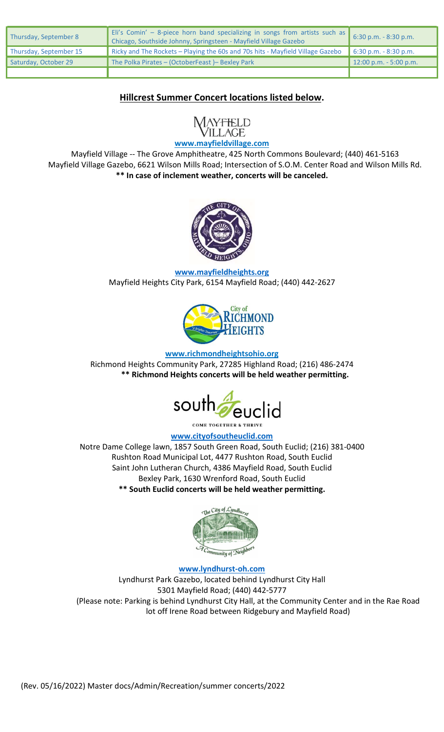| | | |
|---|---|---|
| Thursday, September 8 | Eli's Comin' – 8-piece horn band specializing in songs from artists such as Chicago, Southside Johnny, Springsteen - Mayfield Village Gazebo | 6:30 p.m. - 8:30 p.m. |
| Thursday, September 15 | Ricky and The Rockets – Playing the 60s and 70s hits - Mayfield Village Gazebo | 6:30 p.m. - 8:30 p.m. |
| Saturday, October 29 | The Polka Pirates – (OctoberFeast )– Bexley Park | 12:00 p.m. - 5:00 p.m. |
| | | |

## Hillcrest Summer Concert locations listed below.

MAYFIELD VILLAGE

www.mayfieldvillage.com

Mayfield Village -- The Grove Amphitheatre, 425 North Commons Boulevard; (440) 461-5163
Mayfield Village Gazebo, 6621 Wilson Mills Road; Intersection of S.O.M. Center Road and Wilson Mills Rd.
**** In case of inclement weather, concerts will be canceled.**

www.mayfieldheights.org

Mayfield Heights City Park, 6154 Mayfield Road; (440) 442-2627

www.richmondheightsohio.org

Richmond Heights Community Park, 27285 Highland Road; (216) 486-2474
**** Richmond Heights concerts will be held weather permitting.**

south euclid
COME TOGETHER & THRIVE

www.cityofsoutheuclid.com

Notre Dame College lawn, 1857 South Green Road, South Euclid; (216) 381-0400
Rushton Road Municipal Lot, 4477 Rushton Road, South Euclid
Saint John Lutheran Church, 4386 Mayfield Road, South Euclid
Bexley Park, 1630 Wrenford Road, South Euclid
**** South Euclid concerts will be held weather permitting.**

www.lyndhurst-oh.com

Lyndhurst Park Gazebo, located behind Lyndhurst City Hall
5301 Mayfield Road; (440) 442-5777
(Please note: Parking is behind Lyndhurst City Hall, at the Community Center and in the Rae Road lot off Irene Road between Ridgebury and Mayfield Road)

(Rev. 05/16/2022) Master docs/Admin/Recreation/summer concerts/2022